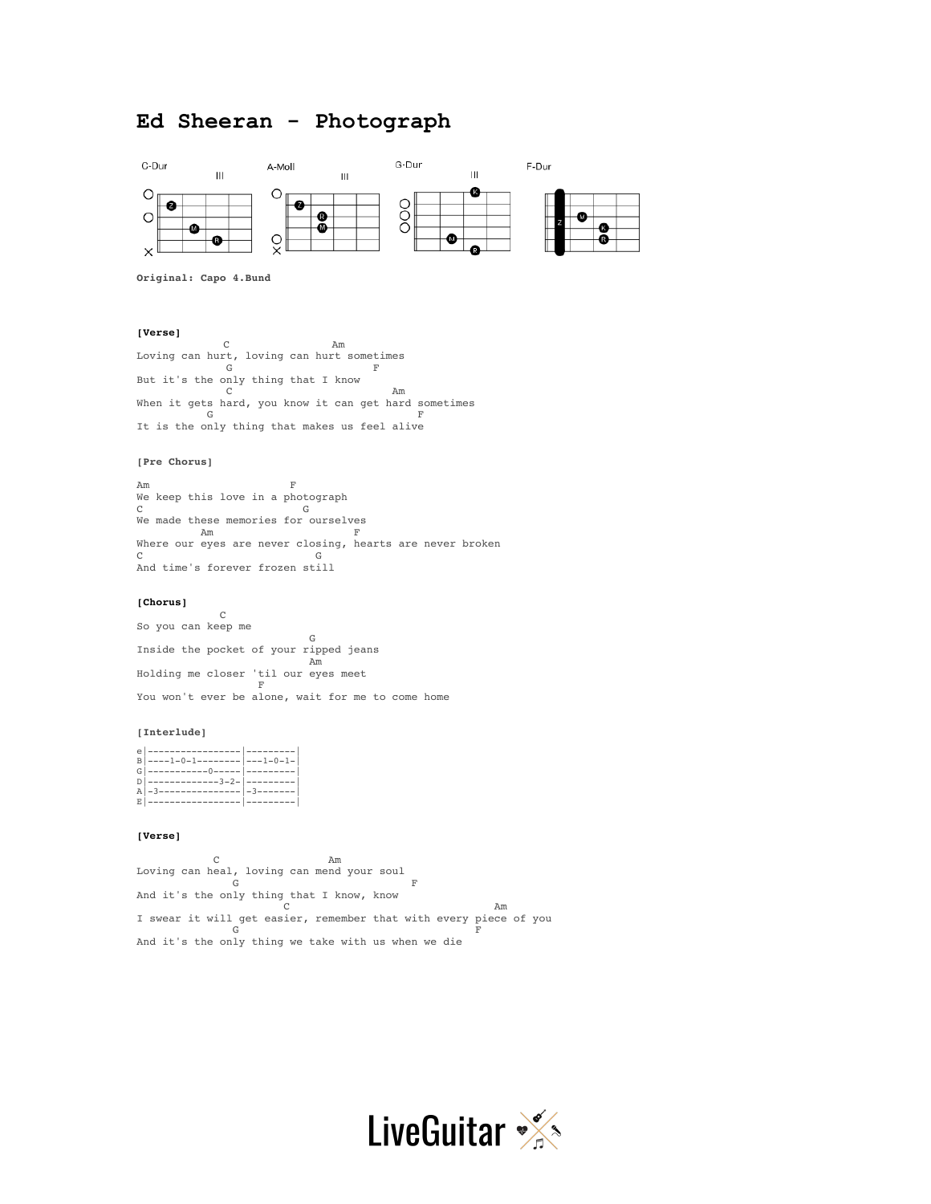# Ed Sheeran - Photograph

C-Dur A-Moll G-Dur F-Dur

**Original: Capo 4.Bund**

**[Verse]**

```
            C                  Am
Loving can hurt, loving can hurt sometimes
           G                      F
But it's the only thing that I know
           C                            Am
When it gets hard, you know it can get hard sometimes
        G                                 F
It is the only thing that makes us feel alive
```

**[Pre Chorus]**

```
Am                      F
We keep this love in a photograph
C                         G
We made these memories for ourselves
        Am                        F
Where our eyes are never closing, hearts are never broken
C                           G
And time's forever frozen still
```

**[Chorus]**

```
            C
So you can keep me
                          G
Inside the pocket of your ripped jeans
                          Am
Holding me closer 'til our eyes meet
                   F
You won't ever be alone, wait for me to come home
```

**[Interlude]**

```
e|-----------------|---------|
B|----1-0-1--------|---1-0-1-|
G|-----------0-----|---------|
D|-------------3-2-|---------|
A|-3---------------|-3-------|
E|-----------------|---------|
```

**[Verse]**

```
           C                  Am
Loving can heal, loving can mend your soul
               G                           F
And it's the only thing that I know, know
                       C                              Am
I swear it will get easier, remember that with every piece of you
               G                           F
And it's the only thing we take with us when we die
```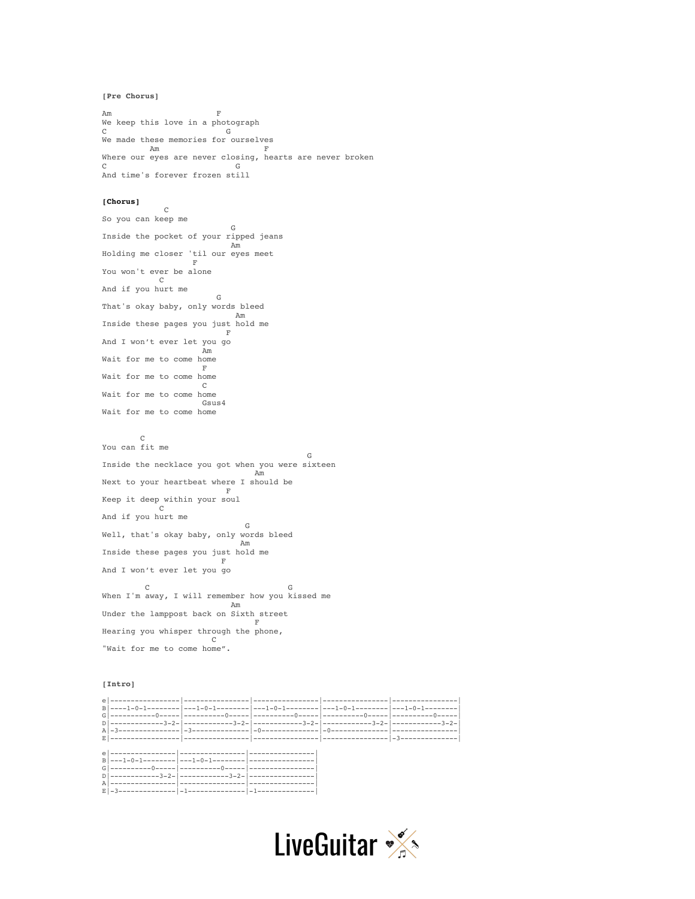**[Pre Chorus]**

```
Am                       F
We keep this love in a photograph
C                          G
We made these memories for ourselves
          Am                         F
Where our eyes are never closing, hearts are never broken
C                           G
And time's forever frozen still
```

**[Chorus]**

```
             C
So you can keep me
                            G
Inside the pocket of your ripped jeans
                            Am
Holding me closer 'til our eyes meet
                    F
You won't ever be alone
            C
And if you hurt me
                         G
That's okay baby, only words bleed
                              Am
Inside these pages you just hold me
                       F
And I won't ever let you go
                      Am
Wait for me to come home
                      F
Wait for me to come home
                      C
Wait for me to come home
                      Gsus4
Wait for me to come home
```

```
        C
You can fit me
                                                 G
Inside the necklace you got when you were sixteen
                                Am
Next to your heartbeat where I should be
                         F
Keep it deep within your soul
            C
And if you hurt me
                               G
Well, that's okay baby, only words bleed
                              Am
Inside these pages you just hold me
                      F
And I won't ever let you go

         C                             G
When I'm away, I will remember how you kissed me
                            Am
Under the lamppost back on Sixth street
                                   F
Hearing you whisper through the phone,
                        C
"Wait for me to come home".
```

**[Intro]**

```
e|-----------------|----------------|----------------|----------------|----------------|
B|----1-0-1--------|---1-0-1--------|---1-0-1--------|---1-0-1--------|---1-0-1--------|
G|-----------0-----|----------0-----|----------0-----|----------0-----|----------0-----|
D|-------------3-2-|------------3-2-|------------3-2-|------------3-2-|------------3-2-|
A|-3---------------|-3--------------|-0--------------|-0--------------|----------------|
E|-----------------|----------------|----------------|----------------|-3--------------|

e|----------------|----------------|----------------|
B|---1-0-1--------|---1-0-1--------|----------------|
G|----------0-----|----------0-----|----------------|
D|------------3-2-|------------3-2-|----------------|
A|----------------|----------------|----------------|
E|-3--------------|-1--------------|-1--------------|
```